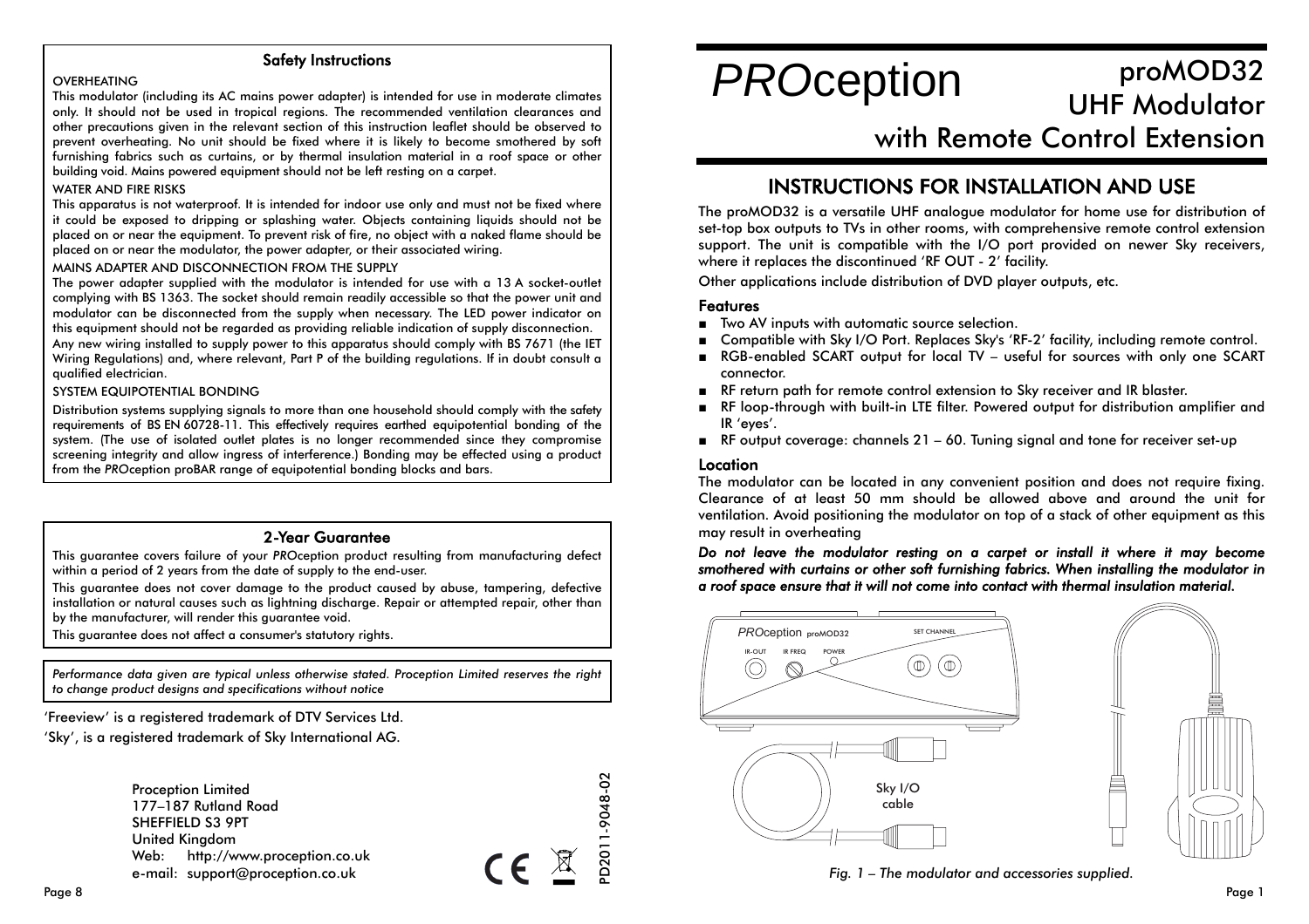## Safety Instructions

OVERHEATING

This modulator (including its AC mains power adapter) is intended for use in moderate climates only. It should not be used in tropical regions. The recommended ventilation clearances and other precautions given in the relevant section of this instruction leaflet should be observed to prevent overheating. No unit should be fixed where it is likely to become smothered by soft furnishing fabrics such as curtains, or by thermal insulation material in a roof space or other building void. Mains powered equipment should not be left resting on a carpet.

WATER AND FIRE RISKS

This apparatus is not waterproof. It is intended for indoor use only and must not be fixed where it could be exposed to dripping or splashing water. Objects containing liquids should not be placed on or near the equipment. To prevent risk of fire, no object with a naked flame should be placed on or near the modulator, the power adapter, or their associated wiring.

MAINS ADAPTER AND DISCONNECTION FROM THE SUPPLY

The power adapter supplied with the modulator is intended for use with a 13 A socket-outlet complying with BS 1363. The socket should remain readily accessible so that the power unit and modulator can be disconnected from the supply when necessary. The LED power indicator on this equipment should not be regarded as providing reliable indication of supply disconnection.

Any new wiring installed to supply power to this apparatus should comply with BS 7671 (the IET Wiring Regulations) and, where relevant, Part P of the building regulations. If in doubt consult a qualified electrician.

SYSTEM EQUIPOTENTIAL BONDING

Distribution systems supplying signals to more than one household should comply with the safety requirements of BS EN 60728-11. This effectively requires earthed equipotential bonding of the system. (The use of isolated outlet plates is no longer recommended since they compromise screening integrity and allow ingress of interference.) Bonding may be effected using a product from the *PRO*ception proBAR range of equipotential bonding blocks and bars.

## 2-Year Guarantee

This guarantee covers failure of your *PRO*ception product resulting from manufacturing defect within a period of 2 years from the date of supply to the end-user.

This guarantee does not cover damage to the product caused by abuse, tampering, defective installation or natural causes such as lightning discharge. Repair or attempted repair, other than by the manufacturer, will render this guarantee void.

This guarantee does not affect a consumer's statutory rights.

*Performance data given are typical unless otherwise stated. Proception Limited reserves the right to change product designs and specifications without notice*

'Freeview' is a registered trademark of DTV Services Ltd.

'Sky', is a registered trademark of Sky International AG.

Proception Limited
177–187 Rutland Road
SHEFFIELD S3 9PT
United Kingdom
Web: http://www.proception.co.uk
e-mail: support@proception.co.uk

PD2011-9048-02

# *PRO*ception proMOD32 UHF Modulator with Remote Control Extension

## INSTRUCTIONS FOR INSTALLATION AND USE

The proMOD32 is a versatile UHF analogue modulator for home use for distribution of set-top box outputs to TVs in other rooms, with comprehensive remote control extension support. The unit is compatible with the I/O port provided on newer Sky receivers, where it replaces the discontinued 'RF OUT - 2' facility.

Other applications include distribution of DVD player outputs, etc.

### Features

- Two AV inputs with automatic source selection.
- Compatible with Sky I/O Port. Replaces Sky's 'RF-2' facility, including remote control.
- RGB-enabled SCART output for local TV – useful for sources with only one SCART connector.
- RF return path for remote control extension to Sky receiver and IR blaster.
- RF loop-through with built-in LTE filter. Powered output for distribution amplifier and IR 'eyes'.
- RF output coverage: channels 21 – 60. Tuning signal and tone for receiver set-up

### Location

The modulator can be located in any convenient position and does not require fixing. Clearance of at least 50 mm should be allowed above and around the unit for ventilation. Avoid positioning the modulator on top of a stack of other equipment as this may result in overheating

***Do not leave the modulator resting on a carpet or install it where it may become smothered with curtains or other soft furnishing fabrics. When installing the modulator in a roof space ensure that it will not come into contact with thermal insulation material.***

*Fig. 1 – The modulator and accessories supplied.*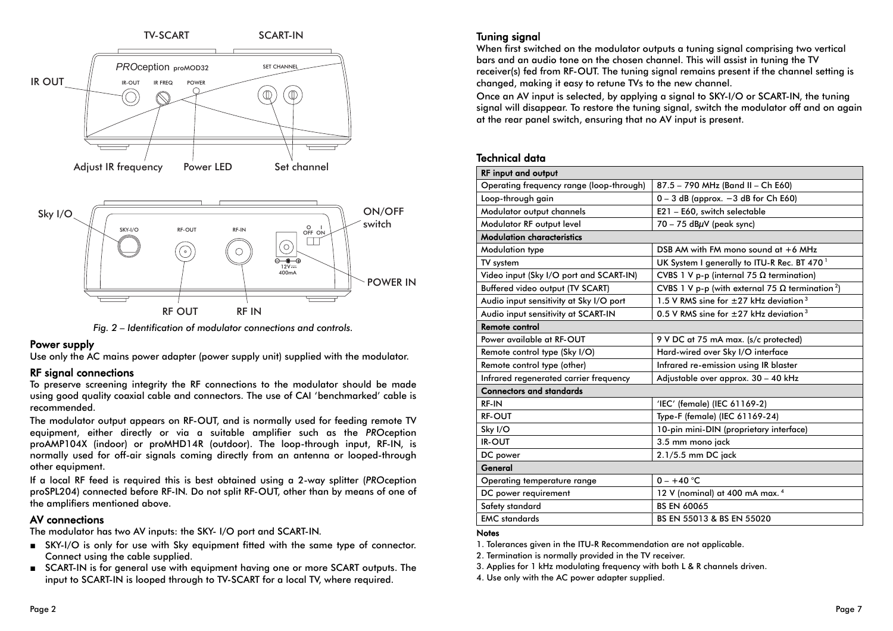*Fig. 2 – Identification of modulator connections and controls.*

## Power supply

Use only the AC mains power adapter (power supply unit) supplied with the modulator.

## RF signal connections

To preserve screening integrity the RF connections to the modulator should be made using good quality coaxial cable and connectors. The use of CAI 'benchmarked' cable is recommended.

The modulator output appears on RF-OUT, and is normally used for feeding remote TV equipment, either directly or via a suitable amplifier such as the *PRO*ception proAMP104X (indoor) or proMHD14R (outdoor). The loop-through input, RF-IN, is normally used for off-air signals coming directly from an antenna or looped-through other equipment.

If a local RF feed is required this is best obtained using a 2-way splitter (*PRO*ception proSPL204) connected before RF-IN. Do not split RF-OUT, other than by means of one of the amplifiers mentioned above.

## AV connections

The modulator has two AV inputs: the SKY- I/O port and SCART-IN.

- SKY-I/O is only for use with Sky equipment fitted with the same type of connector. Connect using the cable supplied.
- SCART-IN is for general use with equipment having one or more SCART outputs. The input to SCART-IN is looped through to TV-SCART for a local TV, where required.

## Tuning signal

When first switched on the modulator outputs a tuning signal comprising two vertical bars and an audio tone on the chosen channel. This will assist in tuning the TV receiver(s) fed from RF-OUT. The tuning signal remains present if the channel setting is changed, making it easy to retune TVs to the new channel.

Once an AV input is selected, by applying a signal to SKY-I/O or SCART-IN, the tuning signal will disappear. To restore the tuning signal, switch the modulator off and on again at the rear panel switch, ensuring that no AV input is present.

## Technical data

| **RF input and output** | |
|---|---|
| Operating frequency range (loop-through) | 87.5 – 790 MHz (Band II – Ch E60) |
| Loop-through gain | 0 – 3 dB (approx. −3 dB for Ch E60) |
| Modulator output channels | E21 – E60, switch selectable |
| Modulator RF output level | 70 – 75 dBμV (peak sync) |
| **Modulation characteristics** | |
| Modulation type | DSB AM with FM mono sound at +6 MHz |
| TV system | UK System I generally to ITU-R Rec. BT 470 [1] |
| Video input (Sky I/O port and SCART-IN) | CVBS 1 V p-p (internal 75 Ω termination) |
| Buffered video output (TV SCART) | CVBS 1 V p-p (with external 75 Ω termination [2]) |
| Audio input sensitivity at Sky I/O port | 1.5 V RMS sine for ±27 kHz deviation [3] |
| Audio input sensitivity at SCART-IN | 0.5 V RMS sine for ±27 kHz deviation [3] |
| **Remote control** | |
| Power available at RF-OUT | 9 V DC at 75 mA max. (s/c protected) |
| Remote control type (Sky I/O) | Hard-wired over Sky I/O interface |
| Remote control type (other) | Infrared re-emission using IR blaster |
| Infrared regenerated carrier frequency | Adjustable over approx. 30 – 40 kHz |
| **Connectors and standards** | |
| RF-IN | 'IEC' (female) (IEC 61169-2) |
| RF-OUT | Type-F (female) (IEC 61169-24) |
| Sky I/O | 10-pin mini-DIN (proprietary interface) |
| IR-OUT | 3.5 mm mono jack |
| DC power | 2.1/5.5 mm DC jack |
| **General** | |
| Operating temperature range | 0 – +40 °C |
| DC power requirement | 12 V (nominal) at 400 mA max. [4] |
| Safety standard | BS EN 60065 |
| EMC standards | BS EN 55013 & BS EN 55020 |

**Notes**

1. Tolerances given in the ITU-R Recommendation are not applicable.
2. Termination is normally provided in the TV receiver.
3. Applies for 1 kHz modulating frequency with both L & R channels driven.
4. Use only with the AC power adapter supplied.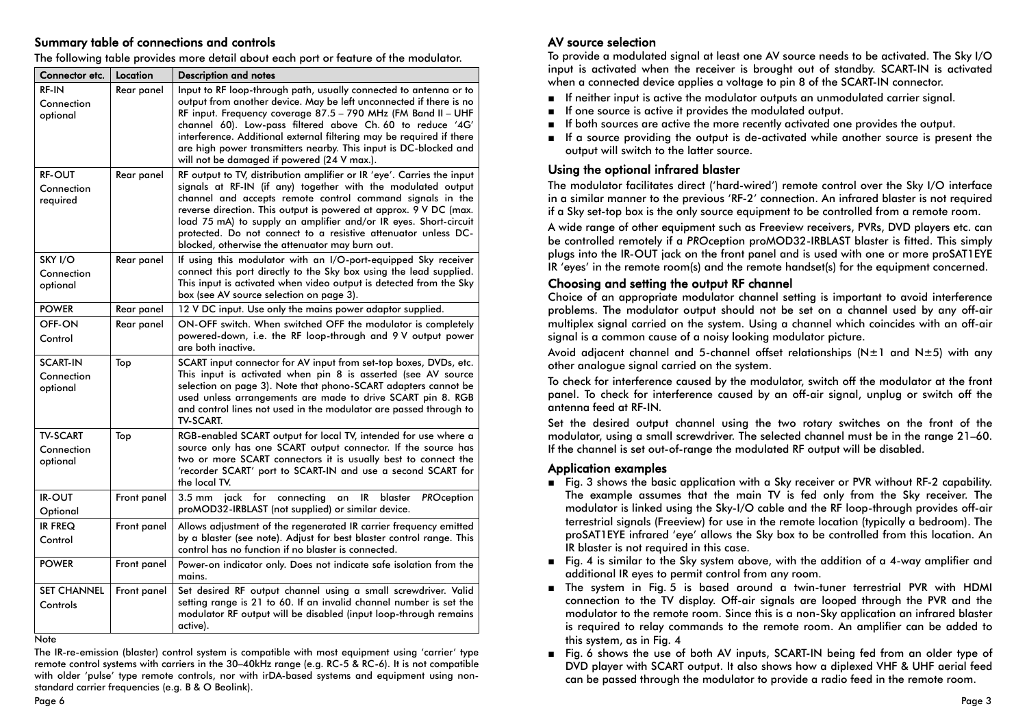## Summary table of connections and controls

The following table provides more detail about each port or feature of the modulator.

| Connector etc. | Location | Description and notes |
|---|---|---|
| RF-IN<br>Connection optional | Rear panel | Input to RF loop-through path, usually connected to antenna or to output from another device. May be left unconnected if there is no RF input. Frequency coverage 87.5 – 790 MHz (FM Band II – UHF channel 60). Low-pass filtered above Ch. 60 to reduce '4G' interference. Additional external filtering may be required if there are high power transmitters nearby. This input is DC-blocked and will not be damaged if powered (24 V max.). |
| RF-OUT<br>Connection required | Rear panel | RF output to TV, distribution amplifier or IR 'eye'. Carries the input signals at RF-IN (if any) together with the modulated output channel and accepts remote control command signals in the reverse direction. This output is powered at approx. 9 V DC (max. load 75 mA) to supply an amplifier and/or IR eyes. Short-circuit protected. Do not connect to a resistive attenuator unless DC-blocked, otherwise the attenuator may burn out. |
| SKY I/O<br>Connection optional | Rear panel | If using this modulator with an I/O-port-equipped Sky receiver connect this port directly to the Sky box using the lead supplied. This input is activated when video output is detected from the Sky box (see AV source selection on page 3). |
| POWER | Rear panel | 12 V DC input. Use only the mains power adaptor supplied. |
| OFF-ON<br>Control | Rear panel | ON-OFF switch. When switched OFF the modulator is completely powered-down, i.e. the RF loop-through and 9 V output power are both inactive. |
| SCART-IN<br>Connection optional | Top | SCART input connector for AV input from set-top boxes, DVDs, etc. This input is activated when pin 8 is asserted (see AV source selection on page 3). Note that phono-SCART adapters cannot be used unless arrangements are made to drive SCART pin 8. RGB and control lines not used in the modulator are passed through to TV-SCART. |
| TV-SCART<br>Connection optional | Top | RGB-enabled SCART output for local TV, intended for use where a source only has one SCART output connector. If the source has two or more SCART connectors it is usually best to connect the 'recorder SCART' port to SCART-IN and use a second SCART for the local TV. |
| IR-OUT<br>Optional | Front panel | 3.5 mm jack for connecting an IR blaster *PRO*ception proMOD32-IRBLAST (not supplied) or similar device. |
| IR FREQ<br>Control | Front panel | Allows adjustment of the regenerated IR carrier frequency emitted by a blaster (see note). Adjust for best blaster control range. This control has no function if no blaster is connected. |
| POWER | Front panel | Power-on indicator only. Does not indicate safe isolation from the mains. |
| SET CHANNEL<br>Controls | Front panel | Set desired RF output channel using a small screwdriver. Valid setting range is 21 to 60. If an invalid channel number is set the modulator RF output will be disabled (input loop-through remains active). |

Note

The IR-re-emission (blaster) control system is compatible with most equipment using 'carrier' type remote control systems with carriers in the 30–40kHz range (e.g. RC-5 & RC-6). It is not compatible with older 'pulse' type remote controls, nor with irDA-based systems and equipment using non-standard carrier frequencies (e.g. B & O Beolink).

## AV source selection

To provide a modulated signal at least one AV source needs to be activated. The Sky I/O input is activated when the receiver is brought out of standby. SCART-IN is activated when a connected device applies a voltage to pin 8 of the SCART-IN connector.

- If neither input is active the modulator outputs an unmodulated carrier signal.
- If one source is active it provides the modulated output.
- If both sources are active the more recently activated one provides the output.
- If a source providing the output is de-activated while another source is present the output will switch to the latter source.

## Using the optional infrared blaster

The modulator facilitates direct ('hard-wired') remote control over the Sky I/O interface in a similar manner to the previous 'RF-2' connection. An infrared blaster is not required if a Sky set-top box is the only source equipment to be controlled from a remote room.

A wide range of other equipment such as Freeview receivers, PVRs, DVD players etc. can be controlled remotely if a *PRO*ception proMOD32-IRBLAST blaster is fitted. This simply plugs into the IR-OUT jack on the front panel and is used with one or more proSAT1EYE IR 'eyes' in the remote room(s) and the remote handset(s) for the equipment concerned.

## Choosing and setting the output RF channel

Choice of an appropriate modulator channel setting is important to avoid interference problems. The modulator output should not be set on a channel used by any off-air multiplex signal carried on the system. Using a channel which coincides with an off-air signal is a common cause of a noisy looking modulator picture.

Avoid adjacent channel and 5-channel offset relationships ($N\pm1$ and $N\pm5$) with any other analogue signal carried on the system.

To check for interference caused by the modulator, switch off the modulator at the front panel. To check for interference caused by an off-air signal, unplug or switch off the antenna feed at RF-IN.

Set the desired output channel using the two rotary switches on the front of the modulator, using a small screwdriver. The selected channel must be in the range 21–60. If the channel is set out-of-range the modulated RF output will be disabled.

## Application examples

- Fig. 3 shows the basic application with a Sky receiver or PVR without RF-2 capability. The example assumes that the main TV is fed only from the Sky receiver. The modulator is linked using the Sky-I/O cable and the RF loop-through provides off-air terrestrial signals (Freeview) for use in the remote location (typically a bedroom). The proSAT1EYE infrared 'eye' allows the Sky box to be controlled from this location. An IR blaster is not required in this case.
- Fig. 4 is similar to the Sky system above, with the addition of a 4-way amplifier and additional IR eyes to permit control from any room.
- The system in Fig. 5 is based around a twin-tuner terrestrial PVR with HDMI connection to the TV display. Off-air signals are looped through the PVR and the modulator to the remote room. Since this is a non-Sky application an infrared blaster is required to relay commands to the remote room. An amplifier can be added to this system, as in Fig. 4
- Fig. 6 shows the use of both AV inputs, SCART-IN being fed from an older type of DVD player with SCART output. It also shows how a diplexed VHF & UHF aerial feed can be passed through the modulator to provide a radio feed in the remote room.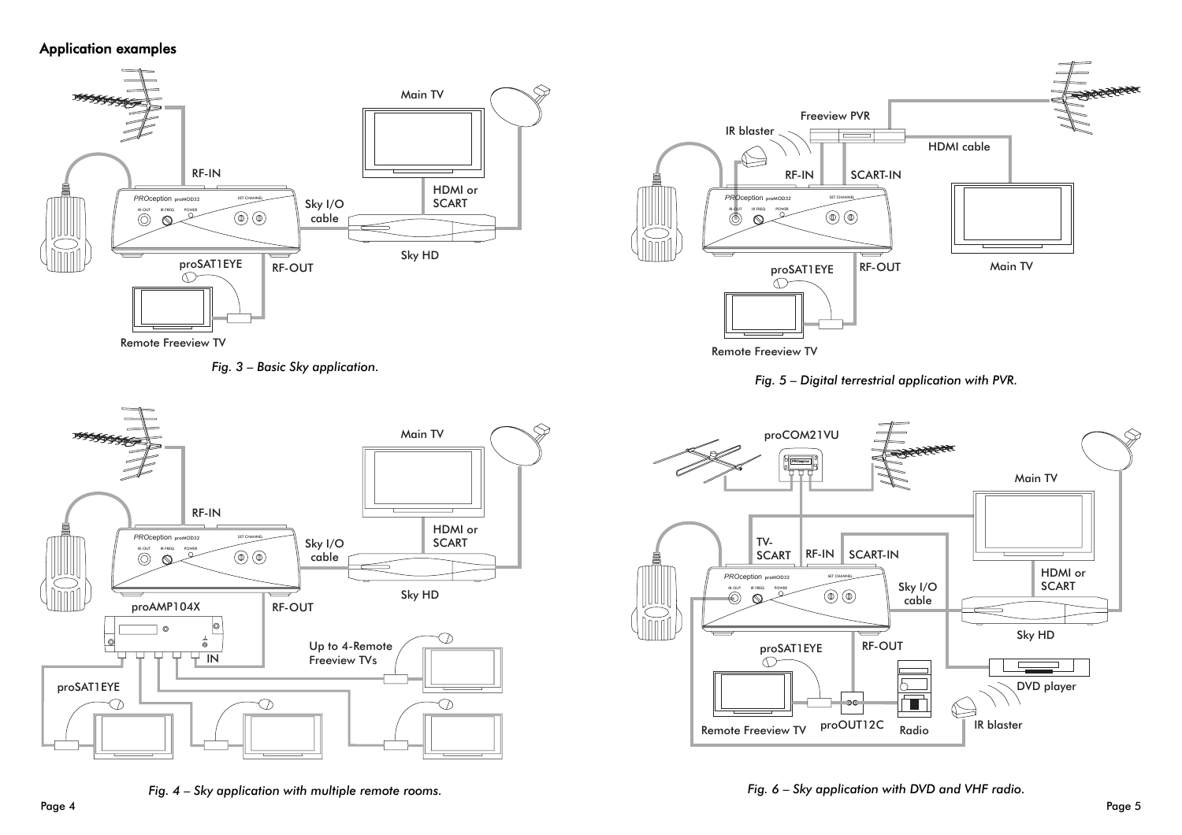## Application examples

RF-IN

Main TV

HDMI or SCART

Sky I/O cable

Sky HD

proSAT1EYE

RF-OUT

Remote Freeview TV

*Fig. 3 – Basic Sky application.*

Freeview PVR

IR blaster

HDMI cable

RF-IN

SCART-IN

proSAT1EYE

RF-OUT

Main TV

Remote Freeview TV

*Fig. 5 – Digital terrestrial application with PVR.*

Main TV

RF-IN

HDMI or SCART

Sky I/O cable

Sky HD

proAMP104X

RF-OUT

IN

Up to 4-Remote Freeview TVs

proSAT1EYE

*Fig. 4 – Sky application with multiple remote rooms.*

proCOM21VU

Main TV

TV-SCART

RF-IN

SCART-IN

HDMI or SCART

Sky I/O cable

Sky HD

proSAT1EYE

RF-OUT

DVD player

Remote Freeview TV

proOUT12C

Radio

IR blaster

*Fig. 6 – Sky application with DVD and VHF radio.*